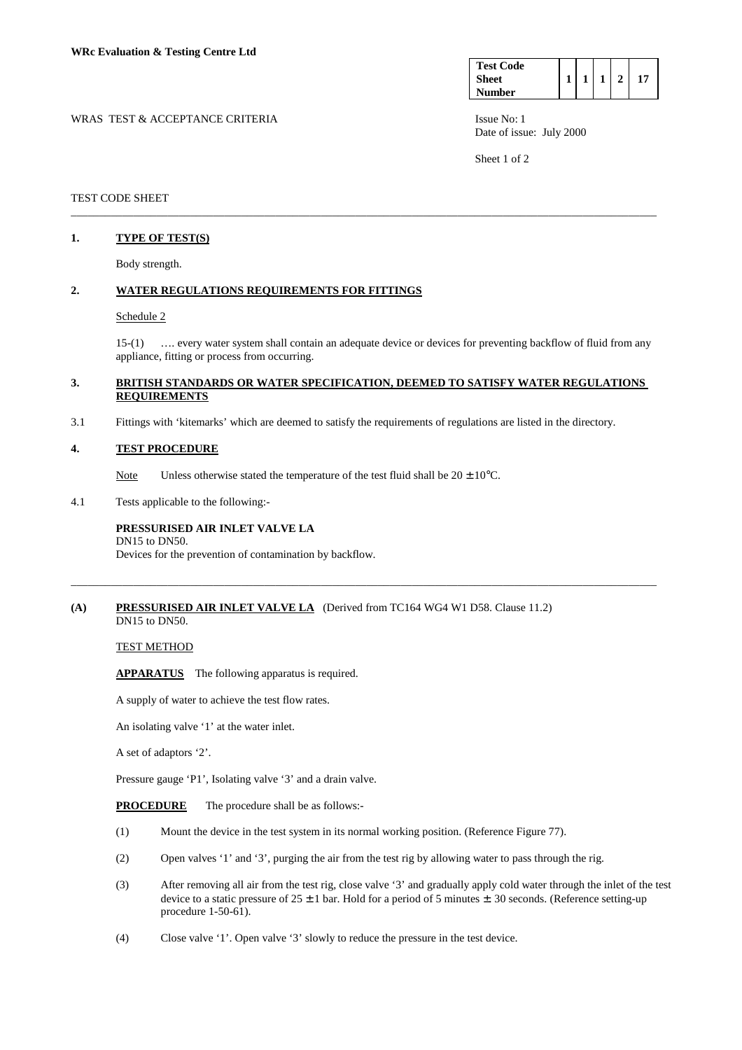**WRc Evaluation & Testing Centre Ltd**

| Test Code Sheet Number | 1 | 1 | 1 | 2 | 17 |
|---|---|---|---|---|---|

WRAS TEST & ACCEPTANCE CRITERIA

Issue No: 1
Date of issue: July 2000

TEST CODE SHEET

## 1. TYPE OF TEST(S)

Body strength.

## 2. WATER REGULATIONS REQUIREMENTS FOR FITTINGS

Schedule 2

15-(1) …. every water system shall contain an adequate device or devices for preventing backflow of fluid from any appliance, fitting or process from occurring.

## 3. BRITISH STANDARDS OR WATER SPECIFICATION, DEEMED TO SATISFY WATER REGULATIONS REQUIREMENTS

3.1 Fittings with 'kitemarks' which are deemed to satisfy the requirements of regulations are listed in the directory.

## 4. TEST PROCEDURE

Note Unless otherwise stated the temperature of the test fluid shall be $20 \pm 10°C$.

4.1 Tests applicable to the following:-

**PRESSURISED AIR INLET VALVE LA**
DN15 to DN50.
Devices for the prevention of contamination by backflow.

---

**(A) PRESSURISED AIR INLET VALVE LA** (Derived from TC164 WG4 W1 D58. Clause 11.2)
DN15 to DN50.

TEST METHOD

**APPARATUS** The following apparatus is required.

A supply of water to achieve the test flow rates.

An isolating valve '1' at the water inlet.

A set of adaptors '2'.

Pressure gauge 'P1', Isolating valve '3' and a drain valve.

**PROCEDURE** The procedure shall be as follows:-

(1) Mount the device in the test system in its normal working position. (Reference Figure 77).

(2) Open valves '1' and '3', purging the air from the test rig by allowing water to pass through the rig.

(3) After removing all air from the test rig, close valve '3' and gradually apply cold water through the inlet of the test device to a static pressure of $25 \pm 1$ bar. Hold for a period of 5 minutes $\pm$ 30 seconds. (Reference setting-up procedure 1-50-61).

(4) Close valve '1'. Open valve '3' slowly to reduce the pressure in the test device.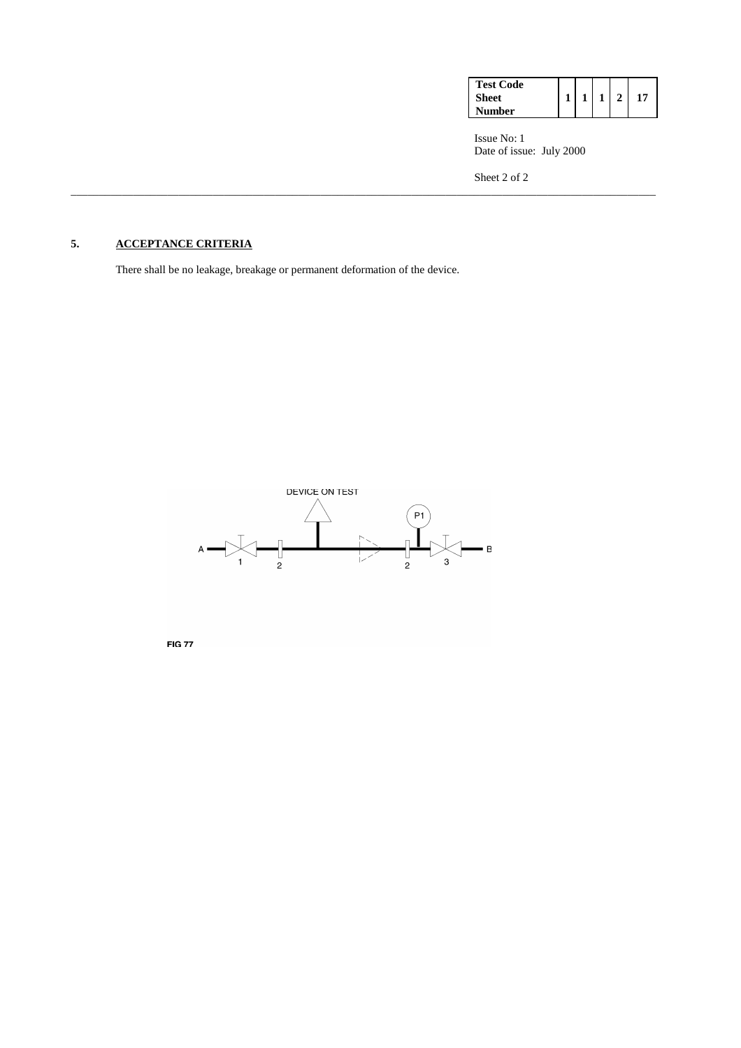## 5. ACCEPTANCE CRITERIA

There shall be no leakage, breakage or permanent deformation of the device.

DEVICE ON TEST

P1

A

1

2

2

3

B

FIG 77